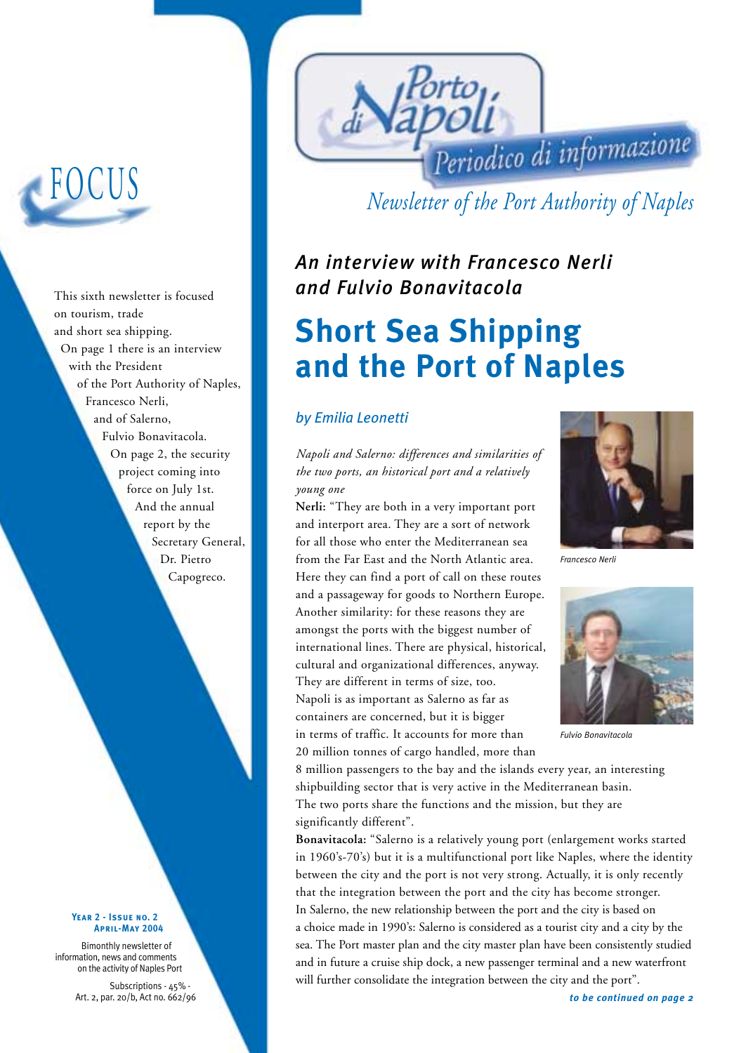# Porto di Napoli

Periodico di informazione

*Newsletter of the Port Authority of Napl​es*

## FOCUS

This sixth newsletter is focused on tourism, trade and short sea shipping. On page 1 there is an interview with the President of the Port Authority of Naples, Francesco Nerli, and of Salerno, Fulvio Bonavitacola. On page 2, the security project coming into force on July 1st. And the annual report by the Secretary General, Dr. Pietro Capogreco.

**YEAR 2 - ISSUE NO. 2**
**APRIL-MAY 2004**

Bimonthly newsletter of information, news and comments on the activity of Naples Port

Subscriptions - 45% - Art. 2, par. 20/b, Act no. 662/96

*An interview with Francesco Nerli and Fulvio Bonavitacola*

# Short Sea Shipping and the Port of Naples

*by Emilia Leonetti*

*Napoli and Salerno: differences and similarities of the two ports, an historical port and a relatively young one*

**Nerli:** "They are both in a very important port and interport area. They are a sort of network for all those who enter the Mediterranean sea from the Far East and the North Atlantic area. Here they can find a port of call on these routes and a passageway for goods to Northern Europe. Another similarity: for these reasons they are amongst the ports with the biggest number of international lines. There are physical, historical, cultural and organizational differences, anyway. They are different in terms of size, too. Napoli is as important as Salerno as far as containers are concerned, but it is bigger in terms of traffic. It accounts for more than 20 million tonnes of cargo handled, more than 8 million passengers to the bay and the islands every year, an interesting shipbuilding sector that is very active in the Mediterranean basin. The two ports share the functions and the mission, but they are significantly different".

*Francesco Nerli*

*Fulvio Bonavitacola*

**Bonavitacola:** "Salerno is a relatively young port (enlargement works started in 1960's-70's) but it is a multifunctional port like Naples, where the identity between the city and the port is not very strong. Actually, it is only recently that the integration between the port and the city has become stronger. In Salerno, the new relationship between the port and the city is based on a choice made in 1990's: Salerno is considered as a tourist city and a city by the sea. The Port master plan and the city master plan have been consistently studied and in future a cruise ship dock, a new passenger terminal and a new waterfront will further consolidate the integration between the city and the port".

***to be continued on page 2***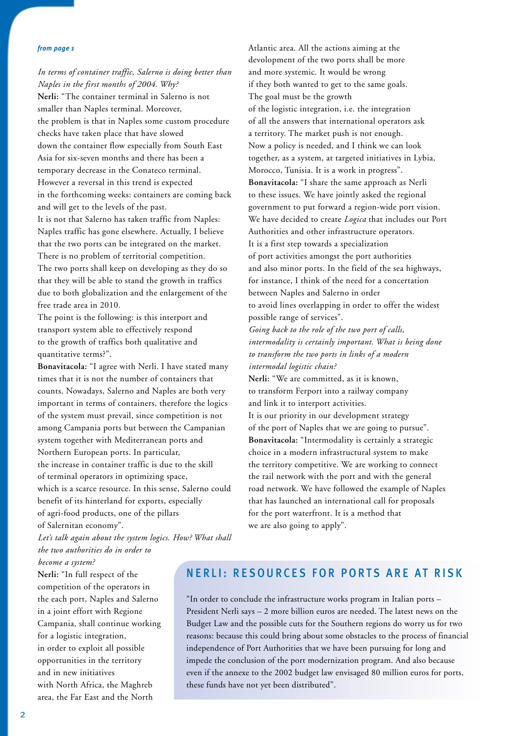*from page 1*

*In terms of container traffic, Salerno is doing better than Naples in the first months of 2004. Why?*

**Nerli:** "The container terminal in Salerno is not smaller than Naples terminal. Moreover, the problem is that in Naples some custom procedure checks have taken place that have slowed down the container flow especially from South East Asia for six-seven months and there has been a temporary decrease in the Conateco terminal. However a reversal in this trend is expected in the forthcoming weeks: containers are coming back and will get to the levels of the past.
It is not that Salerno has taken traffic from Naples: Naples traffic has gone elsewhere. Actually, I believe that the two ports can be integrated on the market. There is no problem of territorial competition. The two ports shall keep on developing as they do so that they will be able to stand the growth in traffics due to both globalization and the enlargement of the free trade area in 2010.
The point is the following: is this interport and transport system able to effectively respond to the growth of traffics both qualitative and quantitative terms?".

**Bonavitacola:** "I agree with Nerli. I have stated many times that it is not the number of containers that counts. Nowadays, Salerno and Naples are both very important in terms of containers, therefore the logics of the system must prevail, since competition is not among Campania ports but between the Campanian system together with Mediterranean ports and Northern European ports. In particular, the increase in container traffic is due to the skill of terminal operators in optimizing space, which is a scarce resource. In this sense, Salerno could benefit of its hinterland for exports, especially of agri-food products, one of the pillars of Salernitan economy".

*Let's talk again about the system logics. How? What shall the two authorities do in order to become a system?*

**Nerli:** "In full respect of the competition of the operators in the each port, Naples and Salerno in a joint effort with Regione Campania, shall continue working for a logistic integration, in order to exploit all possible opportunities in the territory and in new initiatives with North Africa, the Maghreb area, the Far East and the North Atlantic area. All the actions aiming at the development of the two ports shall be more and more systemic. It would be wrong if they both wanted to get to the same goals. The goal must be the growth of the logistic integration, i.e. the integration of all the answers that international operators ask a territory. The market push is not enough. Now a policy is needed, and I think we can look together, as a system, at targeted initiatives in Lybia, Morocco, Tunisia. It is a work in progress".

**Bonavitacola:** "I share the same approach as Nerli to these issues. We have jointly asked the regional government to put forward a region-wide port vision. We have decided to create *Logica* that includes our Port Authorities and other infrastructure operators. It is a first step towards a specialization of port activities amongst the port authorities and also minor ports. In the field of the sea highways, for instance, I think of the need for a concertation between Naples and Salerno in order to avoid lines overlapping in order to offer the widest possible range of services".

*Going back to the role of the two port of calls, intermodality is certainly important. What is being done to transform the two ports in links of a modern intermodal logistic chain?*

**Nerli:** "We are committed, as it is known, to transform Ferport into a railway company and link it to interport activities.
It is our priority in our development strategy of the port of Naples that we are going to pursue".

**Bonavitacola:** "Intermodality is certainly a strategic choice in a modern infrastructural system to make the territory competitive. We are working to connect the rail network with the port and with the general road network. We have followed the example of Naples that has launched an international call for proposals for the port waterfront. It is a method that we are also going to apply".

## NERLI: RESOURCES FOR PORTS ARE AT RISK

"In order to conclude the infrastructure works program in Italian ports – President Nerli says – 2 more billion euros are needed. The latest news on the Budget Law and the possible cuts for the Southern regions do worry us for two reasons: because this could bring about some obstacles to the process of financial independence of Port Authorities that we have been pursuing for long and impede the conclusion of the port modernization program. And also because even if the annexe to the 2002 budget law envisaged 80 million euros for ports, these funds have not yet been distributed".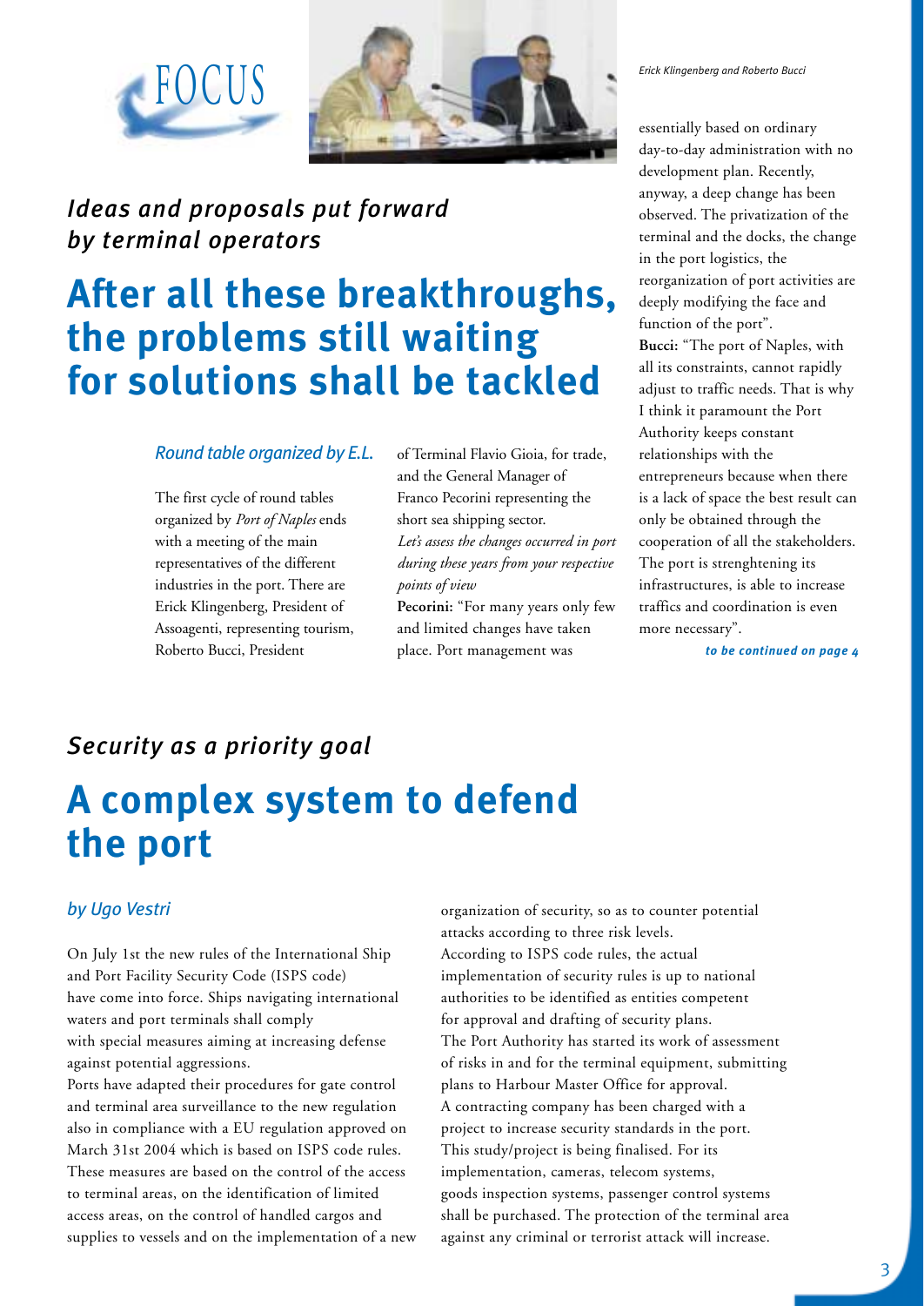FOCUS

Erick Klingenberg and Roberto Bucci

## *Ideas and proposals put forward by terminal operators*

# After all these breakthroughs, the problems still waiting for solutions shall be tackled

*Round table organized by E.L.*

The first cycle of round tables organized by *Port of Naples* ends with a meeting of the main representatives of the different industries in the port. There are Erick Klingenberg, President of Assoagenti, representing tourism, Roberto Bucci, President of Terminal Flavio Gioia, for trade, and the General Manager of Franco Pecorini representing the short sea shipping sector.

*Let's assess the changes occurred in port during these years from your respective points of view*

**Pecorini:** "For many years only few and limited changes have taken place. Port management was essentially based on ordinary day-to-day administration with no development plan. Recently, anyway, a deep change has been observed. The privatization of the terminal and the docks, the change in the port logistics, the reorganization of port activities are deeply modifying the face and function of the port".

**Bucci:** "The port of Naples, with all its constraints, cannot rapidly adjust to traffic needs. That is why I think it paramount the Port Authority keeps constant relationships with the entrepreneurs because when there is a lack of space the best result can only be obtained through the cooperation of all the stakeholders. The port is strenghtening its infrastructures, is able to increase traffics and coordination is even more necessary".

*to be continued on page 4*

## *Security as a priority goal*

# A complex system to defend the port

*by Ugo Vestri*

On July 1st the new rules of the International Ship and Port Facility Security Code (ISPS code) have come into force. Ships navigating international waters and port terminals shall comply with special measures aiming at increasing defense against potential aggressions.

Ports have adapted their procedures for gate control and terminal area surveillance to the new regulation also in compliance with a EU regulation approved on March 31st 2004 which is based on ISPS code rules. These measures are based on the control of the access to terminal areas, on the identification of limited access areas, on the control of handled cargos and supplies to vessels and on the implementation of a new organization of security, so as to counter potential attacks according to three risk levels.

According to ISPS code rules, the actual implementation of security rules is up to national authorities to be identified as entities competent for approval and drafting of security plans.

The Port Authority has started its work of assessment of risks in and for the terminal equipment, submitting plans to Harbour Master Office for approval.

A contracting company has been charged with a project to increase security standards in the port. This study/project is being finalised. For its implementation, cameras, telecom systems, goods inspection systems, passenger control systems shall be purchased. The protection of the terminal area against any criminal or terrorist attack will increase.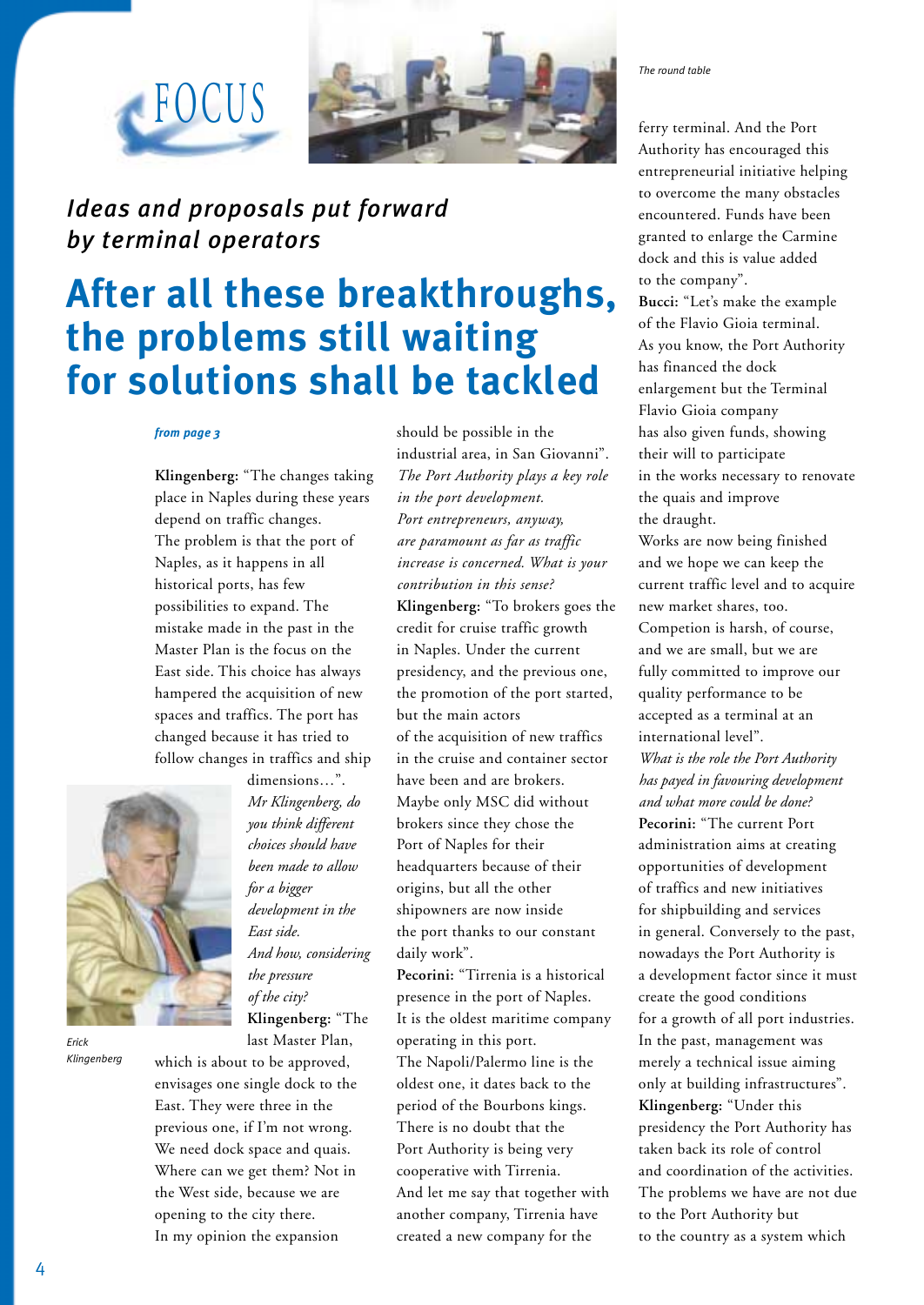FOCUS

*The round table*

### *Ideas and proposals put forward by terminal operators*

# After all these breakthroughs, the problems still waiting for solutions shall be tackled

***from page 3***

**Klingenberg:** "The changes taking place in Naples during these years depend on traffic changes. The problem is that the port of Naples, as it happens in all historical ports, has few possibilities to expand. The mistake made in the past in the Master Plan is the focus on the East side. This choice has always hampered the acquisition of new spaces and traffics. The port has changed because it has tried to follow changes in traffics and ship dimensions…".

*Mr Klingenberg, do you think different choices should have been made to allow for a bigger development in the East side. And how, considering the pressure of the city?*

**Klingenberg:** "The last Master Plan, which is about to be approved, envisages one single dock to the East. They were three in the previous one, if I'm not wrong. We need dock space and quais. Where can we get them? Not in the West side, because we are opening to the city there. In my opinion the expansion should be possible in the industrial area, in San Giovanni".

*Erick Klingenberg*

*The Port Authority plays a key role in the port development. Port entrepreneurs, anyway, are paramount as far as traffic increase is concerned. What is your contribution in this sense?*

**Klingenberg:** "To brokers goes the credit for cruise traffic growth in Naples. Under the current presidency, and the previous one, the promotion of the port started, but the main actors of the acquisition of new traffics in the cruise and container sector have been and are brokers. Maybe only MSC did without brokers since they chose the Port of Naples for their headquarters because of their origins, but all the other shipowners are now inside the port thanks to our constant daily work".

**Pecorini:** "Tirrenia is a historical presence in the port of Naples. It is the oldest maritime company operating in this port. The Napoli/Palermo line is the oldest one, it dates back to the period of the Bourbons kings. There is no doubt that the Port Authority is being very cooperative with Tirrenia. And let me say that together with another company, Tirrenia have created a new company for the ferry terminal. And the Port Authority has encouraged this entrepreneurial initiative helping to overcome the many obstacles encountered. Funds have been granted to enlarge the Carmine dock and this is value added to the company".

**Bucci:** "Let's make the example of the Flavio Gioia terminal. As you know, the Port Authority has financed the dock enlargement but the Terminal Flavio Gioia company has also given funds, showing their will to participate in the works necessary to renovate the quais and improve the draught. Works are now being finished and we hope we can keep the current traffic level and to acquire new market shares, too. Competion is harsh, of course, and we are small, but we are fully committed to improve our quality performance to be accepted as a terminal at an international level".

*What is the role the Port Authority has payed in favouring development and what more could be done?*

**Pecorini:** "The current Port administration aims at creating opportunities of development of traffics and new initiatives for shipbuilding and services in general. Conversely to the past, nowadays the Port Authority is a development factor since it must create the good conditions for a growth of all port industries. In the past, management was merely a technical issue aiming only at building infrastructures".

**Klingenberg:** "Under this presidency the Port Authority has taken back its role of control and coordination of the activities. The problems we have are not due to the Port Authority but to the country as a system which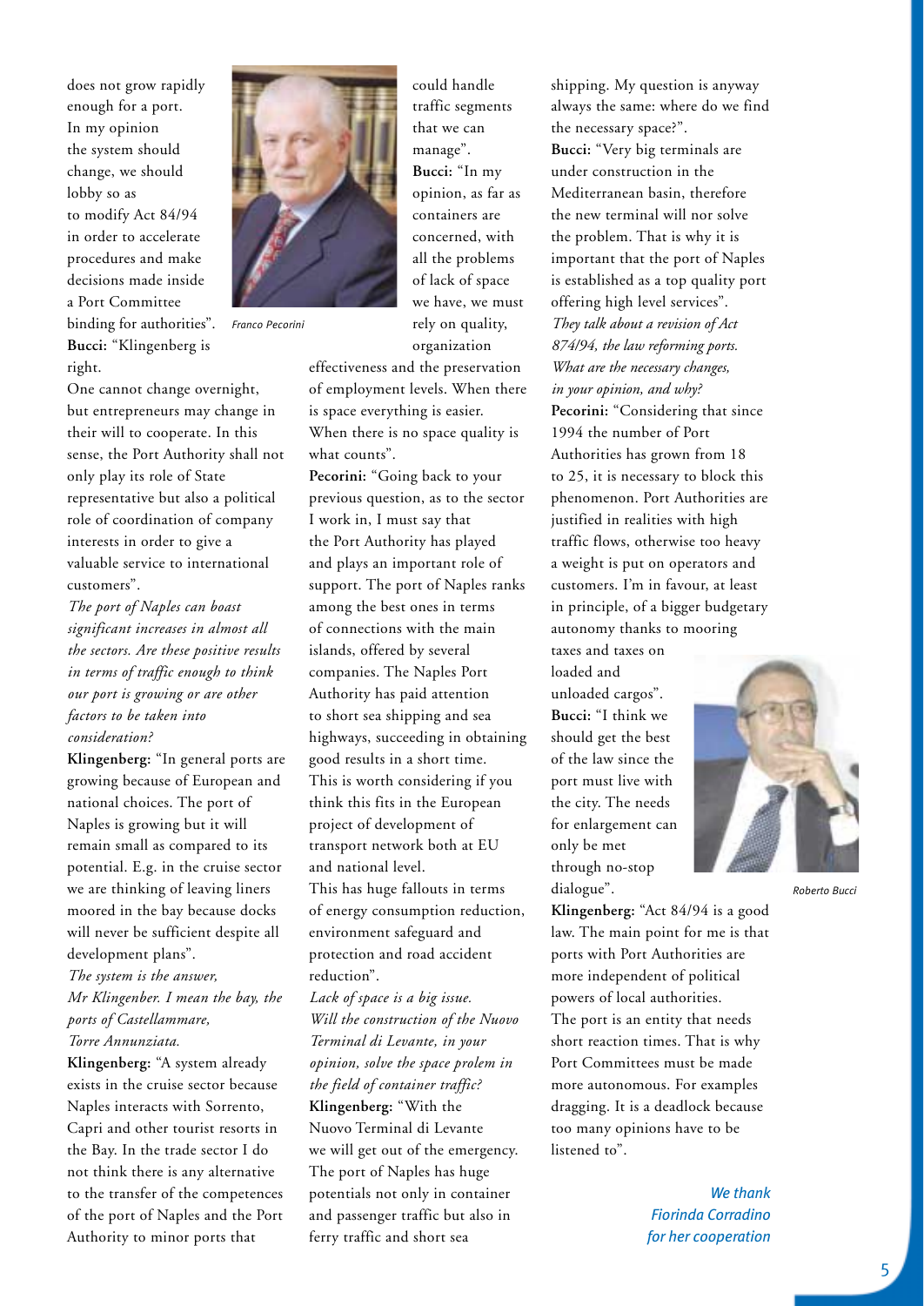does not grow rapidly enough for a port. In my opinion the system should change, we should lobby so as to modify Act 84/94 in order to accelerate procedures and make decisions made inside a Port Committee binding for authorities".

*Franco Pecorini*

**Bucci:** "Klingenberg is right.

One cannot change overnight, but entrepreneurs may change in their will to cooperate. In this sense, the Port Authority shall not only play its role of State representative but also a political role of coordination of company interests in order to give a valuable service to international customers".

*The port of Naples can boast significant increases in almost all the sectors. Are these positive results in terms of traffic enough to think our port is growing or are other factors to be taken into consideration?*

**Klingenberg:** "In general ports are growing because of European and national choices. The port of Naples is growing but it will remain small as compared to its potential. E.g. in the cruise sector we are thinking of leaving liners moored in the bay because docks will never be sufficient despite all development plans".

*The system is the answer, Mr Klingenber. I mean the bay, the ports of Castellammare, Torre Annunziata.*

**Klingenberg:** "A system already exists in the cruise sector because Naples interacts with Sorrento, Capri and other tourist resorts in the Bay. In the trade sector I do not think there is any alternative to the transfer of the competences of the port of Naples and the Port Authority to minor ports that could handle traffic segments that we can manage".

**Bucci:** "In my opinion, as far as containers are concerned, with all the problems of lack of space we have, we must rely on quality, organization effectiveness and the preservation of employment levels. When there is space everything is easier. When there is no space quality is what counts".

**Pecorini:** "Going back to your previous question, as to the sector I work in, I must say that the Port Authority has played and plays an important role of support. The port of Naples ranks among the best ones in terms of connections with the main islands, offered by several companies. The Naples Port Authority has paid attention to short sea shipping and sea highways, succeeding in obtaining good results in a short time. This is worth considering if you think this fits in the European project of development of transport network both at EU and national level.

This has huge fallouts in terms of energy consumption reduction, environment safeguard and protection and road accident reduction".

*Lack of space is a big issue. Will the construction of the Nuovo Terminal di Levante, in your opinion, solve the space prolem in the field of container traffic?*

**Klingenberg:** "With the Nuovo Terminal di Levante we will get out of the emergency. The port of Naples has huge potentials not only in container and passenger traffic but also in ferry traffic and short sea shipping. My question is anyway always the same: where do we find the necessary space?".

**Bucci:** "Very big terminals are under construction in the Mediterranean basin, therefore the new terminal will nor solve the problem. That is why it is important that the port of Naples is established as a top quality port offering high level services".

*They talk about a revision of Act 874/94, the law reforming ports. What are the necessary changes, in your opinion, and why?*

**Pecorini:** "Considering that since 1994 the number of Port Authorities has grown from 18 to 25, it is necessary to block this phenomenon. Port Authorities are justified in realities with high traffic flows, otherwise too heavy a weight is put on operators and customers. I'm in favour, at least in principle, of a bigger budgetary autonomy thanks to mooring taxes and taxes on loaded and unloaded cargos".

**Bucci:** "I think we should get the best of the law since the port must live with the city. The needs for enlargement can only be met through no-stop dialogue".

*Roberto Bucci*

**Klingenberg:** "Act 84/94 is a good law. The main point for me is that ports with Port Authorities are more independent of political powers of local authorities. The port is an entity that needs short reaction times. That is why Port Committees must be made more autonomous. For examples dragging. It is a deadlock because too many opinions have to be listened to".

*We thank Fiorinda Corradino for her cooperation*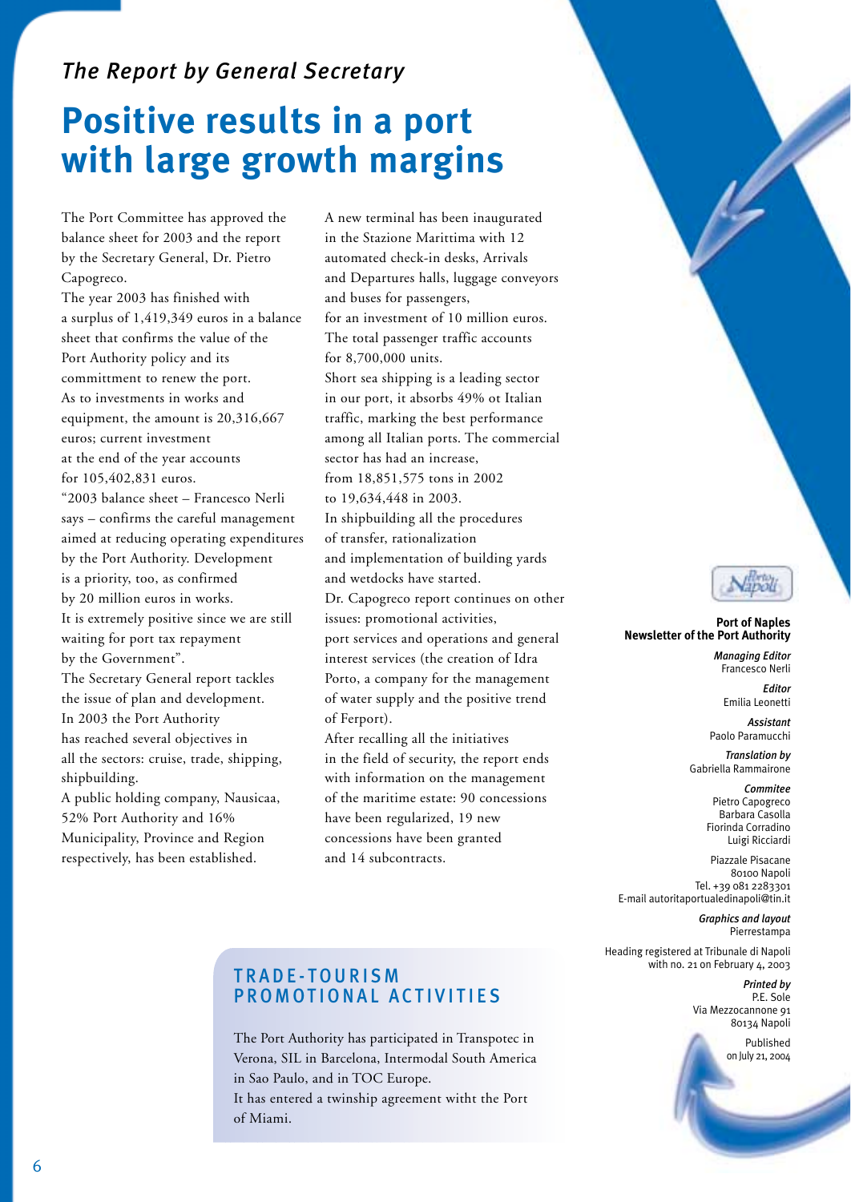*The Report by General Secretary*

# Positive results in a port with large growth margins

The Port Committee has approved the balance sheet for 2003 and the report by the Secretary General, Dr. Pietro Capogreco.

The year 2003 has finished with a surplus of 1,419,349 euros in a balance sheet that confirms the value of the Port Authority policy and its committment to renew the port.

As to investments in works and equipment, the amount is 20,316,667 euros; current investment at the end of the year accounts for 105,402,831 euros.

"2003 balance sheet – Francesco Nerli says – confirms the careful management aimed at reducing operating expenditures by the Port Authority. Development is a priority, too, as confirmed by 20 million euros in works. It is extremely positive since we are still waiting for port tax repayment by the Government".

The Secretary General report tackles the issue of plan and development. In 2003 the Port Authority has reached several objectives in all the sectors: cruise, trade, shipping, shipbuilding.

A public holding company, Nausicaa, 52% Port Authority and 16% Municipality, Province and Region respectively, has been established.

A new terminal has been inaugurated in the Stazione Marittima with 12 automated check-in desks, Arrivals and Departures halls, luggage conveyors and buses for passengers, for an investment of 10 million euros. The total passenger traffic accounts for 8,700,000 units.

Short sea shipping is a leading sector in our port, it absorbs 49% ot Italian traffic, marking the best performance among all Italian ports. The commercial sector has had an increase, from 18,851,575 tons in 2002 to 19,634,448 in 2003.

In shipbuilding all the procedures of transfer, rationalization and implementation of building yards and wetdocks have started.

Dr. Capogreco report continues on other issues: promotional activities, port services and operations and general interest services (the creation of Idra Porto, a company for the management of water supply and the positive trend of Ferport).

After recalling all the initiatives in the field of security, the report ends with information on the management of the maritime estate: 90 concessions have been regularized, 19 new concessions have been granted and 14 subcontracts.

## TRADE-TOURISM PROMOTIONAL ACTIVITIES

The Port Authority has participated in Transpotec in Verona, SIL in Barcelona, Intermodal South America in Sao Paulo, and in TOC Europe.

It has entered a twinship agreement witht the Port of Miami.

**Port of Naples**
**Newsletter of the Port Authority**

***Managing Editor***
Francesco Nerli

***Editor***
Emilia Leonetti

***Assistant***
Paolo Paramucchi

***Translation by***
Gabriella Rammairone

***Commitee***
Pietro Capogreco
Barbara Casolla
Fiorinda Corradino
Luigi Ricciardi

Piazzale Pisacane
80100 Napoli
Tel. +39 081 2283301
E-mail autoritaportualedinapoli@tin.it

***Graphics and layout***
Pierrestampa

Heading registered at Tribunale di Napoli with no. 21 on February 4, 2003

***Printed by***
P.E. Sole
Via Mezzocannone 91
80134 Napoli

Published on July 21, 2004